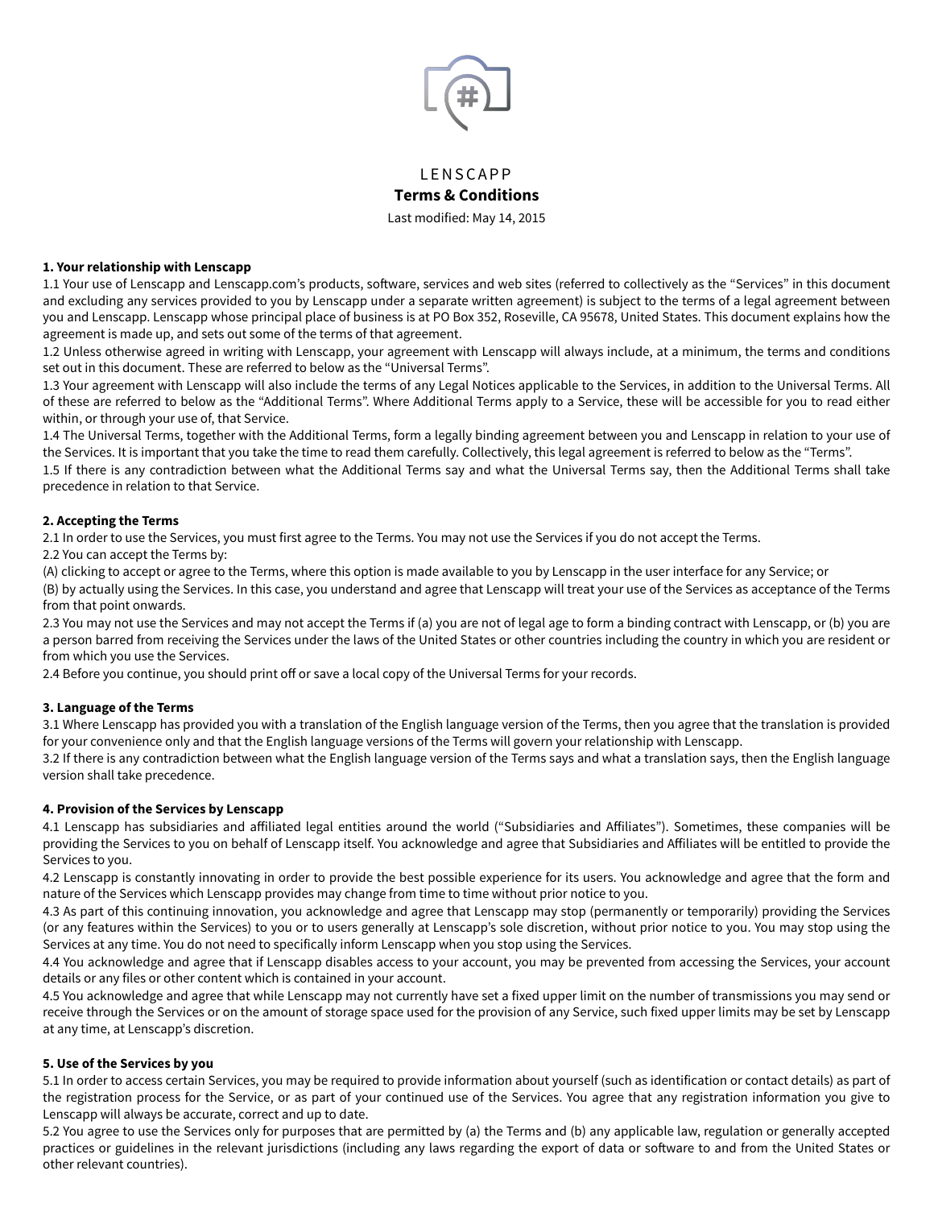LENSCAPP

# Terms & Conditions

Last modified: May 14, 2015

**1. Your relationship with Lenscapp**

1.1 Your use of Lenscapp and Lenscapp.com's products, software, services and web sites (referred to collectively as the "Services" in this document and excluding any services provided to you by Lenscapp under a separate written agreement) is subject to the terms of a legal agreement between you and Lenscapp. Lenscapp whose principal place of business is at PO Box 352, Roseville, CA 95678, United States. This document explains how the agreement is made up, and sets out some of the terms of that agreement.

1.2 Unless otherwise agreed in writing with Lenscapp, your agreement with Lenscapp will always include, at a minimum, the terms and conditions set out in this document. These are referred to below as the "Universal Terms".

1.3 Your agreement with Lenscapp will also include the terms of any Legal Notices applicable to the Services, in addition to the Universal Terms. All of these are referred to below as the "Additional Terms". Where Additional Terms apply to a Service, these will be accessible for you to read either within, or through your use of, that Service.

1.4 The Universal Terms, together with the Additional Terms, form a legally binding agreement between you and Lenscapp in relation to your use of the Services. It is important that you take the time to read them carefully. Collectively, this legal agreement is referred to below as the "Terms".

1.5 If there is any contradiction between what the Additional Terms say and what the Universal Terms say, then the Additional Terms shall take precedence in relation to that Service.

**2. Accepting the Terms**

2.1 In order to use the Services, you must first agree to the Terms. You may not use the Services if you do not accept the Terms.

2.2 You can accept the Terms by:

(A) clicking to accept or agree to the Terms, where this option is made available to you by Lenscapp in the user interface for any Service; or

(B) by actually using the Services. In this case, you understand and agree that Lenscapp will treat your use of the Services as acceptance of the Terms from that point onwards.

2.3 You may not use the Services and may not accept the Terms if (a) you are not of legal age to form a binding contract with Lenscapp, or (b) you are a person barred from receiving the Services under the laws of the United States or other countries including the country in which you are resident or from which you use the Services.

2.4 Before you continue, you should print off or save a local copy of the Universal Terms for your records.

**3. Language of the Terms**

3.1 Where Lenscapp has provided you with a translation of the English language version of the Terms, then you agree that the translation is provided for your convenience only and that the English language versions of the Terms will govern your relationship with Lenscapp.

3.2 If there is any contradiction between what the English language version of the Terms says and what a translation says, then the English language version shall take precedence.

**4. Provision of the Services by Lenscapp**

4.1 Lenscapp has subsidiaries and affiliated legal entities around the world ("Subsidiaries and Affiliates"). Sometimes, these companies will be providing the Services to you on behalf of Lenscapp itself. You acknowledge and agree that Subsidiaries and Affiliates will be entitled to provide the Services to you.

4.2 Lenscapp is constantly innovating in order to provide the best possible experience for its users. You acknowledge and agree that the form and nature of the Services which Lenscapp provides may change from time to time without prior notice to you.

4.3 As part of this continuing innovation, you acknowledge and agree that Lenscapp may stop (permanently or temporarily) providing the Services (or any features within the Services) to you or to users generally at Lenscapp's sole discretion, without prior notice to you. You may stop using the Services at any time. You do not need to specifically inform Lenscapp when you stop using the Services.

4.4 You acknowledge and agree that if Lenscapp disables access to your account, you may be prevented from accessing the Services, your account details or any files or other content which is contained in your account.

4.5 You acknowledge and agree that while Lenscapp may not currently have set a fixed upper limit on the number of transmissions you may send or receive through the Services or on the amount of storage space used for the provision of any Service, such fixed upper limits may be set by Lenscapp at any time, at Lenscapp's discretion.

**5. Use of the Services by you**

5.1 In order to access certain Services, you may be required to provide information about yourself (such as identification or contact details) as part of the registration process for the Service, or as part of your continued use of the Services. You agree that any registration information you give to Lenscapp will always be accurate, correct and up to date.

5.2 You agree to use the Services only for purposes that are permitted by (a) the Terms and (b) any applicable law, regulation or generally accepted practices or guidelines in the relevant jurisdictions (including any laws regarding the export of data or software to and from the United States or other relevant countries).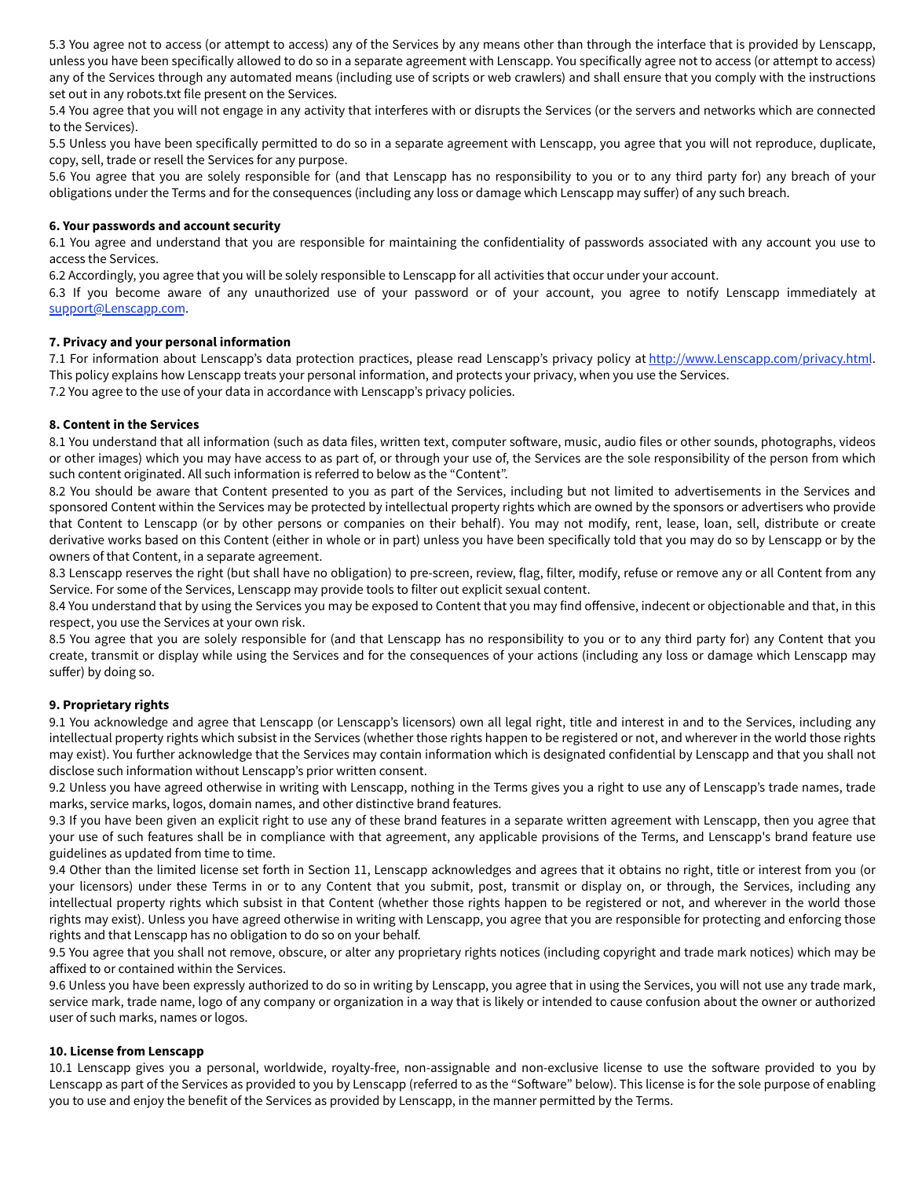5.3 You agree not to access (or attempt to access) any of the Services by any means other than through the interface that is provided by Lenscapp, unless you have been specifically allowed to do so in a separate agreement with Lenscapp. You specifically agree not to access (or attempt to access) any of the Services through any automated means (including use of scripts or web crawlers) and shall ensure that you comply with the instructions set out in any robots.txt file present on the Services.

5.4 You agree that you will not engage in any activity that interferes with or disrupts the Services (or the servers and networks which are connected to the Services).

5.5 Unless you have been specifically permitted to do so in a separate agreement with Lenscapp, you agree that you will not reproduce, duplicate, copy, sell, trade or resell the Services for any purpose.

5.6 You agree that you are solely responsible for (and that Lenscapp has no responsibility to you or to any third party for) any breach of your obligations under the Terms and for the consequences (including any loss or damage which Lenscapp may suffer) of any such breach.

**6. Your passwords and account security**

6.1 You agree and understand that you are responsible for maintaining the confidentiality of passwords associated with any account you use to access the Services.

6.2 Accordingly, you agree that you will be solely responsible to Lenscapp for all activities that occur under your account.

6.3 If you become aware of any unauthorized use of your password or of your account, you agree to notify Lenscapp immediately at [support@Lenscapp.com](mailto:support@Lenscapp.com).

**7. Privacy and your personal information**

7.1 For information about Lenscapp's data protection practices, please read Lenscapp's privacy policy at [http://www.Lenscapp.com/privacy.html](http://www.Lenscapp.com/privacy.html). This policy explains how Lenscapp treats your personal information, and protects your privacy, when you use the Services.

7.2 You agree to the use of your data in accordance with Lenscapp's privacy policies.

**8. Content in the Services**

8.1 You understand that all information (such as data files, written text, computer software, music, audio files or other sounds, photographs, videos or other images) which you may have access to as part of, or through your use of, the Services are the sole responsibility of the person from which such content originated. All such information is referred to below as the "Content".

8.2 You should be aware that Content presented to you as part of the Services, including but not limited to advertisements in the Services and sponsored Content within the Services may be protected by intellectual property rights which are owned by the sponsors or advertisers who provide that Content to Lenscapp (or by other persons or companies on their behalf). You may not modify, rent, lease, loan, sell, distribute or create derivative works based on this Content (either in whole or in part) unless you have been specifically told that you may do so by Lenscapp or by the owners of that Content, in a separate agreement.

8.3 Lenscapp reserves the right (but shall have no obligation) to pre-screen, review, flag, filter, modify, refuse or remove any or all Content from any Service. For some of the Services, Lenscapp may provide tools to filter out explicit sexual content.

8.4 You understand that by using the Services you may be exposed to Content that you may find offensive, indecent or objectionable and that, in this respect, you use the Services at your own risk.

8.5 You agree that you are solely responsible for (and that Lenscapp has no responsibility to you or to any third party for) any Content that you create, transmit or display while using the Services and for the consequences of your actions (including any loss or damage which Lenscapp may suffer) by doing so.

**9. Proprietary rights**

9.1 You acknowledge and agree that Lenscapp (or Lenscapp's licensors) own all legal right, title and interest in and to the Services, including any intellectual property rights which subsist in the Services (whether those rights happen to be registered or not, and wherever in the world those rights may exist). You further acknowledge that the Services may contain information which is designated confidential by Lenscapp and that you shall not disclose such information without Lenscapp's prior written consent.

9.2 Unless you have agreed otherwise in writing with Lenscapp, nothing in the Terms gives you a right to use any of Lenscapp's trade names, trade marks, service marks, logos, domain names, and other distinctive brand features.

9.3 If you have been given an explicit right to use any of these brand features in a separate written agreement with Lenscapp, then you agree that your use of such features shall be in compliance with that agreement, any applicable provisions of the Terms, and Lenscapp's brand feature use guidelines as updated from time to time.

9.4 Other than the limited license set forth in Section 11, Lenscapp acknowledges and agrees that it obtains no right, title or interest from you (or your licensors) under these Terms in or to any Content that you submit, post, transmit or display on, or through, the Services, including any intellectual property rights which subsist in that Content (whether those rights happen to be registered or not, and wherever in the world those rights may exist). Unless you have agreed otherwise in writing with Lenscapp, you agree that you are responsible for protecting and enforcing those rights and that Lenscapp has no obligation to do so on your behalf.

9.5 You agree that you shall not remove, obscure, or alter any proprietary rights notices (including copyright and trade mark notices) which may be affixed to or contained within the Services.

9.6 Unless you have been expressly authorized to do so in writing by Lenscapp, you agree that in using the Services, you will not use any trade mark, service mark, trade name, logo of any company or organization in a way that is likely or intended to cause confusion about the owner or authorized user of such marks, names or logos.

**10. License from Lenscapp**

10.1 Lenscapp gives you a personal, worldwide, royalty-free, non-assignable and non-exclusive license to use the software provided to you by Lenscapp as part of the Services as provided to you by Lenscapp (referred to as the "Software" below). This license is for the sole purpose of enabling you to use and enjoy the benefit of the Services as provided by Lenscapp, in the manner permitted by the Terms.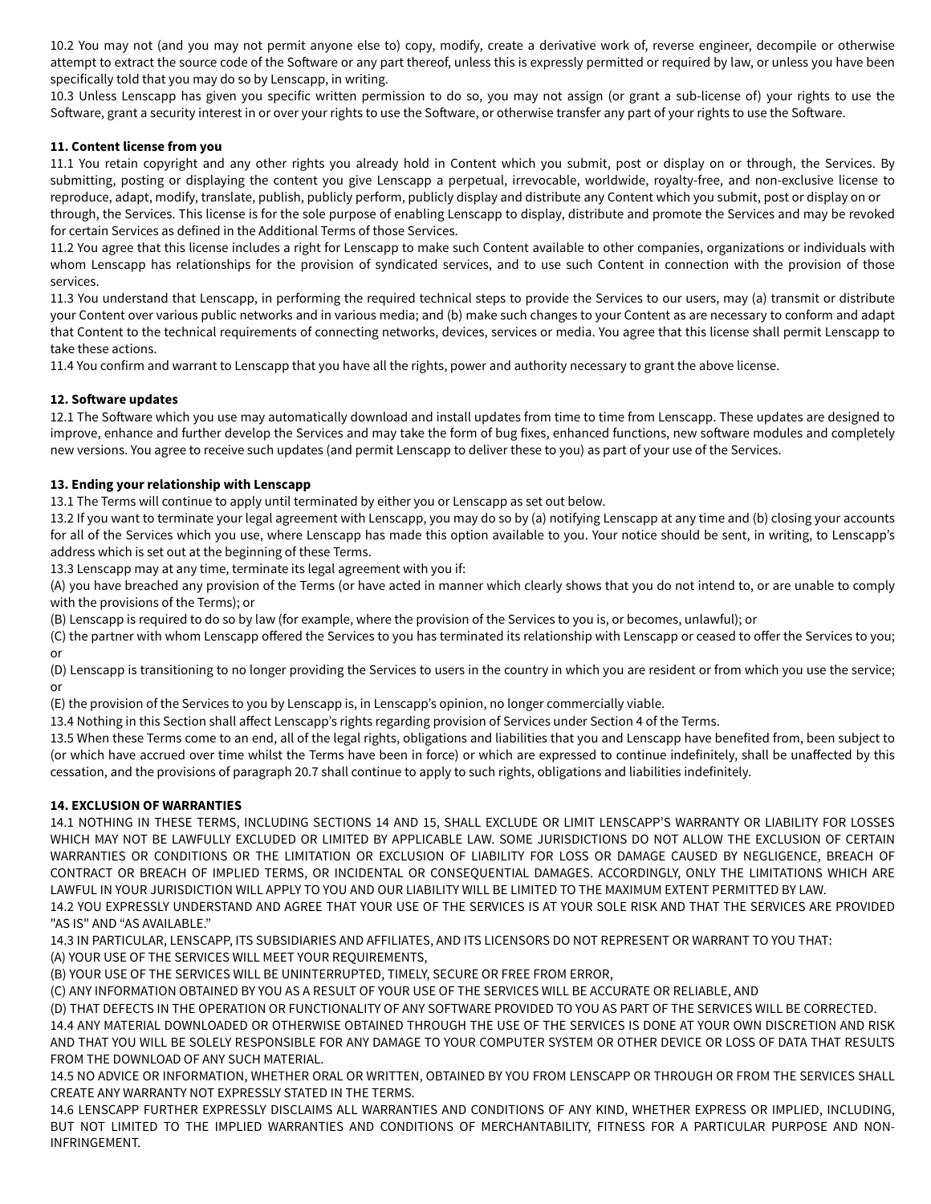10.2 You may not (and you may not permit anyone else to) copy, modify, create a derivative work of, reverse engineer, decompile or otherwise attempt to extract the source code of the Software or any part thereof, unless this is expressly permitted or required by law, or unless you have been specifically told that you may do so by Lenscapp, in writing.

10.3 Unless Lenscapp has given you specific written permission to do so, you may not assign (or grant a sub-license of) your rights to use the Software, grant a security interest in or over your rights to use the Software, or otherwise transfer any part of your rights to use the Software.

**11. Content license from you**

11.1 You retain copyright and any other rights you already hold in Content which you submit, post or display on or through, the Services. By submitting, posting or displaying the content you give Lenscapp a perpetual, irrevocable, worldwide, royalty-free, and non-exclusive license to reproduce, adapt, modify, translate, publish, publicly perform, publicly display and distribute any Content which you submit, post or display on or through, the Services. This license is for the sole purpose of enabling Lenscapp to display, distribute and promote the Services and may be revoked for certain Services as defined in the Additional Terms of those Services.

11.2 You agree that this license includes a right for Lenscapp to make such Content available to other companies, organizations or individuals with whom Lenscapp has relationships for the provision of syndicated services, and to use such Content in connection with the provision of those services.

11.3 You understand that Lenscapp, in performing the required technical steps to provide the Services to our users, may (a) transmit or distribute your Content over various public networks and in various media; and (b) make such changes to your Content as are necessary to conform and adapt that Content to the technical requirements of connecting networks, devices, services or media. You agree that this license shall permit Lenscapp to take these actions.

11.4 You confirm and warrant to Lenscapp that you have all the rights, power and authority necessary to grant the above license.

**12. Software updates**

12.1 The Software which you use may automatically download and install updates from time to time from Lenscapp. These updates are designed to improve, enhance and further develop the Services and may take the form of bug fixes, enhanced functions, new software modules and completely new versions. You agree to receive such updates (and permit Lenscapp to deliver these to you) as part of your use of the Services.

**13. Ending your relationship with Lenscapp**

13.1 The Terms will continue to apply until terminated by either you or Lenscapp as set out below.

13.2 If you want to terminate your legal agreement with Lenscapp, you may do so by (a) notifying Lenscapp at any time and (b) closing your accounts for all of the Services which you use, where Lenscapp has made this option available to you. Your notice should be sent, in writing, to Lenscapp's address which is set out at the beginning of these Terms.

13.3 Lenscapp may at any time, terminate its legal agreement with you if:

(A) you have breached any provision of the Terms (or have acted in manner which clearly shows that you do not intend to, or are unable to comply with the provisions of the Terms); or

(B) Lenscapp is required to do so by law (for example, where the provision of the Services to you is, or becomes, unlawful); or

(C) the partner with whom Lenscapp offered the Services to you has terminated its relationship with Lenscapp or ceased to offer the Services to you; or

(D) Lenscapp is transitioning to no longer providing the Services to users in the country in which you are resident or from which you use the service; or

(E) the provision of the Services to you by Lenscapp is, in Lenscapp's opinion, no longer commercially viable.

13.4 Nothing in this Section shall affect Lenscapp's rights regarding provision of Services under Section 4 of the Terms.

13.5 When these Terms come to an end, all of the legal rights, obligations and liabilities that you and Lenscapp have benefited from, been subject to (or which have accrued over time whilst the Terms have been in force) or which are expressed to continue indefinitely, shall be unaffected by this cessation, and the provisions of paragraph 20.7 shall continue to apply to such rights, obligations and liabilities indefinitely.

**14. EXCLUSION OF WARRANTIES**

14.1 NOTHING IN THESE TERMS, INCLUDING SECTIONS 14 AND 15, SHALL EXCLUDE OR LIMIT LENSCAPP'S WARRANTY OR LIABILITY FOR LOSSES WHICH MAY NOT BE LAWFULLY EXCLUDED OR LIMITED BY APPLICABLE LAW. SOME JURISDICTIONS DO NOT ALLOW THE EXCLUSION OF CERTAIN WARRANTIES OR CONDITIONS OR THE LIMITATION OR EXCLUSION OF LIABILITY FOR LOSS OR DAMAGE CAUSED BY NEGLIGENCE, BREACH OF CONTRACT OR BREACH OF IMPLIED TERMS, OR INCIDENTAL OR CONSEQUENTIAL DAMAGES. ACCORDINGLY, ONLY THE LIMITATIONS WHICH ARE LAWFUL IN YOUR JURISDICTION WILL APPLY TO YOU AND OUR LIABILITY WILL BE LIMITED TO THE MAXIMUM EXTENT PERMITTED BY LAW.

14.2 YOU EXPRESSLY UNDERSTAND AND AGREE THAT YOUR USE OF THE SERVICES IS AT YOUR SOLE RISK AND THAT THE SERVICES ARE PROVIDED "AS IS" AND "AS AVAILABLE."

14.3 IN PARTICULAR, LENSCAPP, ITS SUBSIDIARIES AND AFFILIATES, AND ITS LICENSORS DO NOT REPRESENT OR WARRANT TO YOU THAT:

(A) YOUR USE OF THE SERVICES WILL MEET YOUR REQUIREMENTS,

(B) YOUR USE OF THE SERVICES WILL BE UNINTERRUPTED, TIMELY, SECURE OR FREE FROM ERROR,

(C) ANY INFORMATION OBTAINED BY YOU AS A RESULT OF YOUR USE OF THE SERVICES WILL BE ACCURATE OR RELIABLE, AND

(D) THAT DEFECTS IN THE OPERATION OR FUNCTIONALITY OF ANY SOFTWARE PROVIDED TO YOU AS PART OF THE SERVICES WILL BE CORRECTED.

14.4 ANY MATERIAL DOWNLOADED OR OTHERWISE OBTAINED THROUGH THE USE OF THE SERVICES IS DONE AT YOUR OWN DISCRETION AND RISK AND THAT YOU WILL BE SOLELY RESPONSIBLE FOR ANY DAMAGE TO YOUR COMPUTER SYSTEM OR OTHER DEVICE OR LOSS OF DATA THAT RESULTS FROM THE DOWNLOAD OF ANY SUCH MATERIAL.

14.5 NO ADVICE OR INFORMATION, WHETHER ORAL OR WRITTEN, OBTAINED BY YOU FROM LENSCAPP OR THROUGH OR FROM THE SERVICES SHALL CREATE ANY WARRANTY NOT EXPRESSLY STATED IN THE TERMS.

14.6 LENSCAPP FURTHER EXPRESSLY DISCLAIMS ALL WARRANTIES AND CONDITIONS OF ANY KIND, WHETHER EXPRESS OR IMPLIED, INCLUDING, BUT NOT LIMITED TO THE IMPLIED WARRANTIES AND CONDITIONS OF MERCHANTABILITY, FITNESS FOR A PARTICULAR PURPOSE AND NON-INFRINGEMENT.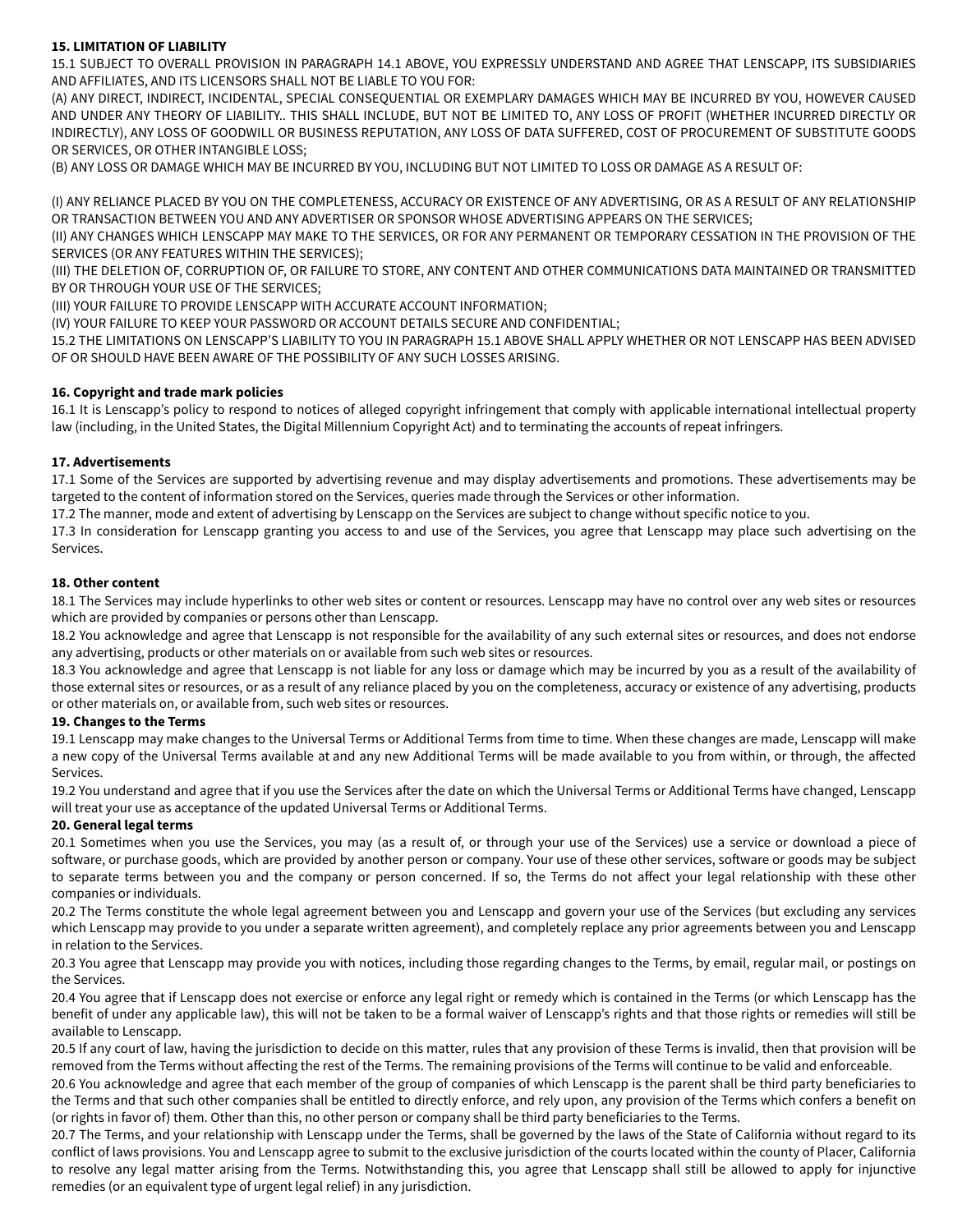**15. LIMITATION OF LIABILITY**

15.1 SUBJECT TO OVERALL PROVISION IN PARAGRAPH 14.1 ABOVE, YOU EXPRESSLY UNDERSTAND AND AGREE THAT LENSCAPP, ITS SUBSIDIARIES AND AFFILIATES, AND ITS LICENSORS SHALL NOT BE LIABLE TO YOU FOR:

(A) ANY DIRECT, INDIRECT, INCIDENTAL, SPECIAL CONSEQUENTIAL OR EXEMPLARY DAMAGES WHICH MAY BE INCURRED BY YOU, HOWEVER CAUSED AND UNDER ANY THEORY OF LIABILITY.. THIS SHALL INCLUDE, BUT NOT BE LIMITED TO, ANY LOSS OF PROFIT (WHETHER INCURRED DIRECTLY OR INDIRECTLY), ANY LOSS OF GOODWILL OR BUSINESS REPUTATION, ANY LOSS OF DATA SUFFERED, COST OF PROCUREMENT OF SUBSTITUTE GOODS OR SERVICES, OR OTHER INTANGIBLE LOSS;

(B) ANY LOSS OR DAMAGE WHICH MAY BE INCURRED BY YOU, INCLUDING BUT NOT LIMITED TO LOSS OR DAMAGE AS A RESULT OF:

(I) ANY RELIANCE PLACED BY YOU ON THE COMPLETENESS, ACCURACY OR EXISTENCE OF ANY ADVERTISING, OR AS A RESULT OF ANY RELATIONSHIP OR TRANSACTION BETWEEN YOU AND ANY ADVERTISER OR SPONSOR WHOSE ADVERTISING APPEARS ON THE SERVICES;

(II) ANY CHANGES WHICH LENSCAPP MAY MAKE TO THE SERVICES, OR FOR ANY PERMANENT OR TEMPORARY CESSATION IN THE PROVISION OF THE SERVICES (OR ANY FEATURES WITHIN THE SERVICES);

(III) THE DELETION OF, CORRUPTION OF, OR FAILURE TO STORE, ANY CONTENT AND OTHER COMMUNICATIONS DATA MAINTAINED OR TRANSMITTED BY OR THROUGH YOUR USE OF THE SERVICES;

(III) YOUR FAILURE TO PROVIDE LENSCAPP WITH ACCURATE ACCOUNT INFORMATION;

(IV) YOUR FAILURE TO KEEP YOUR PASSWORD OR ACCOUNT DETAILS SECURE AND CONFIDENTIAL;

15.2 THE LIMITATIONS ON LENSCAPP'S LIABILITY TO YOU IN PARAGRAPH 15.1 ABOVE SHALL APPLY WHETHER OR NOT LENSCAPP HAS BEEN ADVISED OF OR SHOULD HAVE BEEN AWARE OF THE POSSIBILITY OF ANY SUCH LOSSES ARISING.

**16. Copyright and trade mark policies**

16.1 It is Lenscapp's policy to respond to notices of alleged copyright infringement that comply with applicable international intellectual property law (including, in the United States, the Digital Millennium Copyright Act) and to terminating the accounts of repeat infringers.

**17. Advertisements**

17.1 Some of the Services are supported by advertising revenue and may display advertisements and promotions. These advertisements may be targeted to the content of information stored on the Services, queries made through the Services or other information.

17.2 The manner, mode and extent of advertising by Lenscapp on the Services are subject to change without specific notice to you.

17.3 In consideration for Lenscapp granting you access to and use of the Services, you agree that Lenscapp may place such advertising on the Services.

**18. Other content**

18.1 The Services may include hyperlinks to other web sites or content or resources. Lenscapp may have no control over any web sites or resources which are provided by companies or persons other than Lenscapp.

18.2 You acknowledge and agree that Lenscapp is not responsible for the availability of any such external sites or resources, and does not endorse any advertising, products or other materials on or available from such web sites or resources.

18.3 You acknowledge and agree that Lenscapp is not liable for any loss or damage which may be incurred by you as a result of the availability of those external sites or resources, or as a result of any reliance placed by you on the completeness, accuracy or existence of any advertising, products or other materials on, or available from, such web sites or resources.

**19. Changes to the Terms**

19.1 Lenscapp may make changes to the Universal Terms or Additional Terms from time to time. When these changes are made, Lenscapp will make a new copy of the Universal Terms available at and any new Additional Terms will be made available to you from within, or through, the affected Services.

19.2 You understand and agree that if you use the Services after the date on which the Universal Terms or Additional Terms have changed, Lenscapp will treat your use as acceptance of the updated Universal Terms or Additional Terms.

**20. General legal terms**

20.1 Sometimes when you use the Services, you may (as a result of, or through your use of the Services) use a service or download a piece of software, or purchase goods, which are provided by another person or company. Your use of these other services, software or goods may be subject to separate terms between you and the company or person concerned. If so, the Terms do not affect your legal relationship with these other companies or individuals.

20.2 The Terms constitute the whole legal agreement between you and Lenscapp and govern your use of the Services (but excluding any services which Lenscapp may provide to you under a separate written agreement), and completely replace any prior agreements between you and Lenscapp in relation to the Services.

20.3 You agree that Lenscapp may provide you with notices, including those regarding changes to the Terms, by email, regular mail, or postings on the Services.

20.4 You agree that if Lenscapp does not exercise or enforce any legal right or remedy which is contained in the Terms (or which Lenscapp has the benefit of under any applicable law), this will not be taken to be a formal waiver of Lenscapp's rights and that those rights or remedies will still be available to Lenscapp.

20.5 If any court of law, having the jurisdiction to decide on this matter, rules that any provision of these Terms is invalid, then that provision will be removed from the Terms without affecting the rest of the Terms. The remaining provisions of the Terms will continue to be valid and enforceable.

20.6 You acknowledge and agree that each member of the group of companies of which Lenscapp is the parent shall be third party beneficiaries to the Terms and that such other companies shall be entitled to directly enforce, and rely upon, any provision of the Terms which confers a benefit on (or rights in favor of) them. Other than this, no other person or company shall be third party beneficiaries to the Terms.

20.7 The Terms, and your relationship with Lenscapp under the Terms, shall be governed by the laws of the State of California without regard to its conflict of laws provisions. You and Lenscapp agree to submit to the exclusive jurisdiction of the courts located within the county of Placer, California to resolve any legal matter arising from the Terms. Notwithstanding this, you agree that Lenscapp shall still be allowed to apply for injunctive remedies (or an equivalent type of urgent legal relief) in any jurisdiction.